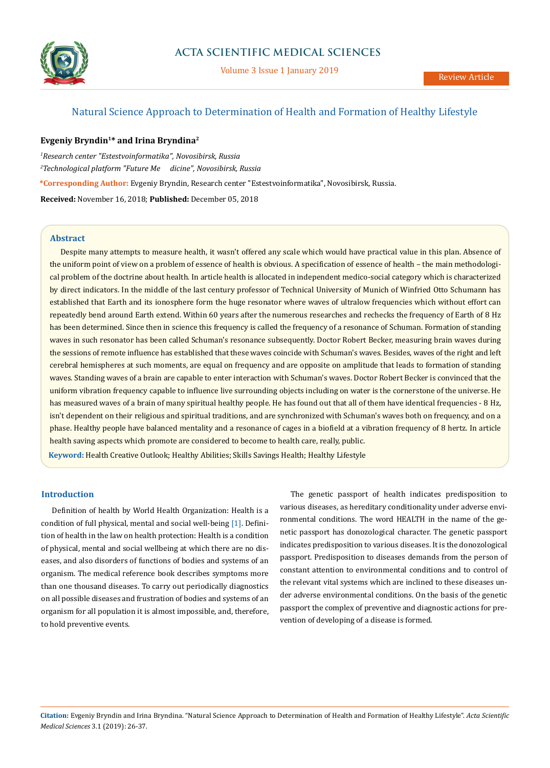# Natural Science Approach to Determination of Health and Formation of Healthy Lifestyle

**Evgeniy Bryndin[1]* and Irina Bryndina[2]**

[1]*Research center "Estestvoinformatika", Novosibirsk, Russia*

[2]*Technological platform "Future Medicine", Novosibirsk, Russia*

***Corresponding Author:** Evgeniy Bryndin, Research center "Estestvoinformatika", Novosibirsk, Russia.

**Received:** November 16, 2018; **Published:** December 05, 2018

## Abstract

Despite many attempts to measure health, it wasn't offered any scale which would have practical value in this plan. Absence of the uniform point of view on a problem of essence of health is obvious. A specification of essence of health – the main methodological problem of the doctrine about health. In article health is allocated in independent medico-social category which is characterized by direct indicators. In the middle of the last century professor of Technical University of Munich of Winfried Otto Schumann has established that Earth and its ionosphere form the huge resonator where waves of ultralow frequencies which without effort can repeatedly bend around Earth extend. Within 60 years after the numerous researches and rechecks the frequency of Earth of 8 Hz has been determined. Since then in science this frequency is called the frequency of a resonance of Schuman. Formation of standing waves in such resonator has been called Schuman's resonance subsequently. Doctor Robert Becker, measuring brain waves during the sessions of remote influence has established that these waves coincide with Schuman's waves. Besides, waves of the right and left cerebral hemispheres at such moments, are equal on frequency and are opposite on amplitude that leads to formation of standing waves. Standing waves of a brain are capable to enter interaction with Schuman's waves. Doctor Robert Becker is convinced that the uniform vibration frequency capable to influence live surrounding objects including on water is the cornerstone of the universe. He has measured waves of a brain of many spiritual healthy people. He has found out that all of them have identical frequencies - 8 Hz, isn't dependent on their religious and spiritual traditions, and are synchronized with Schuman's waves both on frequency, and on a phase. Healthy people have balanced mentality and a resonance of cages in a biofield at a vibration frequency of 8 hertz. In article health saving aspects which promote are considered to become to health care, really, public.

**Keyword:** Health Creative Outlook; Healthy Abilities; Skills Savings Health; Healthy Lifestyle

## Introduction

Definition of health by World Health Organization: Health is a condition of full physical, mental and social well-being [1]. Definition of health in the law on health protection: Health is a condition of physical, mental and social wellbeing at which there are no diseases, and also disorders of functions of bodies and systems of an organism. The medical reference book describes symptoms more than one thousand diseases. To carry out periodically diagnostics on all possible diseases and frustration of bodies and systems of an organism for all population it is almost impossible, and, therefore, to hold preventive events.

The genetic passport of health indicates predisposition to various diseases, as hereditary conditionality under adverse environmental conditions. The word HEALTH in the name of the genetic passport has donozological character. The genetic passport indicates predisposition to various diseases. It is the donozological passport. Predisposition to diseases demands from the person of constant attention to environmental conditions and to control of the relevant vital systems which are inclined to these diseases under adverse environmental conditions. On the basis of the genetic passport the complex of preventive and diagnostic actions for prevention of developing of a disease is formed.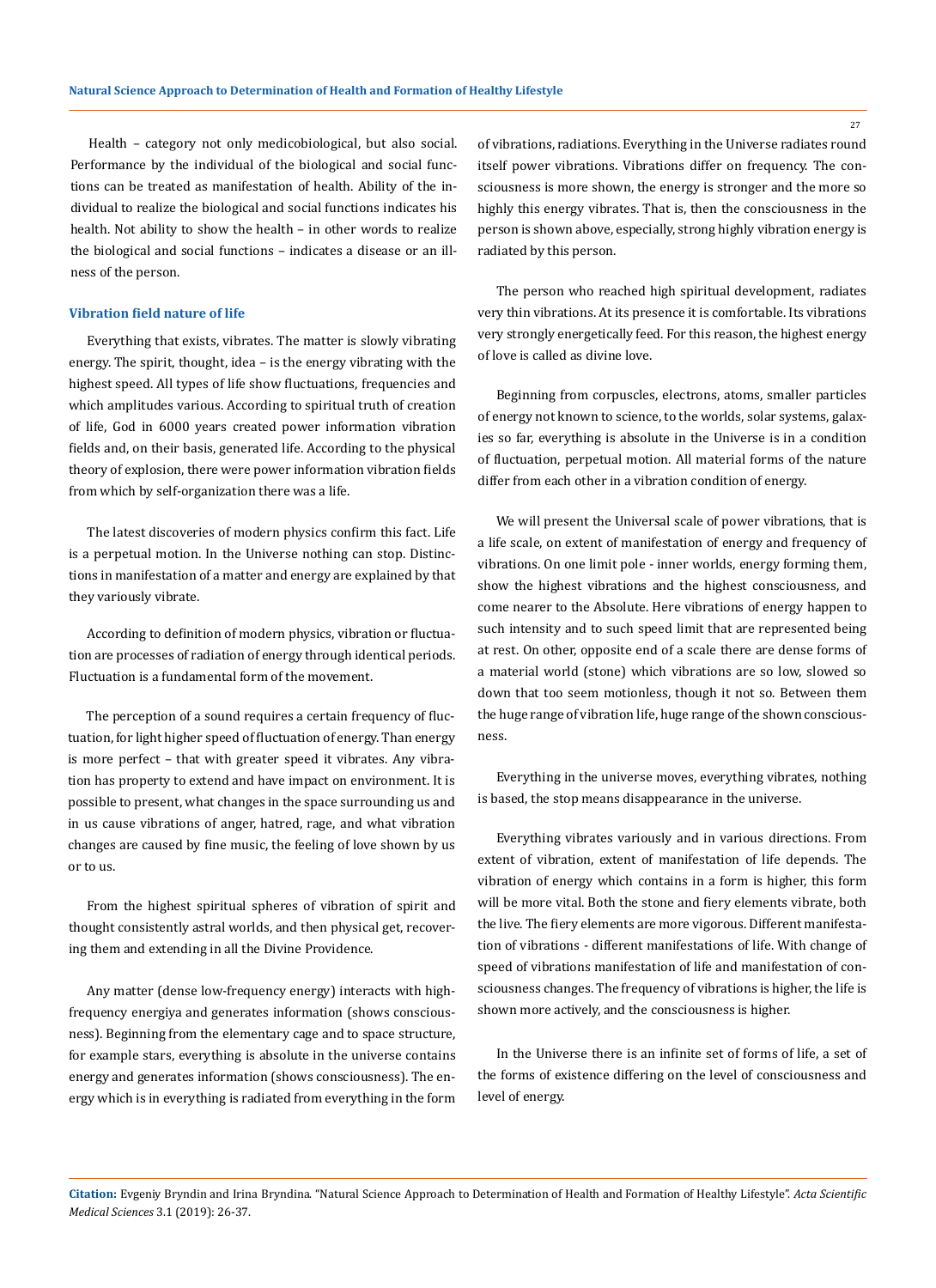Health – category not only medicobiological, but also social. Performance by the individual of the biological and social functions can be treated as manifestation of health. Ability of the individual to realize the biological and social functions indicates his health. Not ability to show the health – in other words to realize the biological and social functions – indicates a disease or an illness of the person.

### Vibration field nature of life

Everything that exists, vibrates. The matter is slowly vibrating energy. The spirit, thought, idea – is the energy vibrating with the highest speed. All types of life show fluctuations, frequencies and which amplitudes various. According to spiritual truth of creation of life, God in 6000 years created power information vibration fields and, on their basis, generated life. According to the physical theory of explosion, there were power information vibration fields from which by self-organization there was a life.

The latest discoveries of modern physics confirm this fact. Life is a perpetual motion. In the Universe nothing can stop. Distinctions in manifestation of a matter and energy are explained by that they variously vibrate.

According to definition of modern physics, vibration or fluctuation are processes of radiation of energy through identical periods. Fluctuation is a fundamental form of the movement.

The perception of a sound requires a certain frequency of fluctuation, for light higher speed of fluctuation of energy. Than energy is more perfect – that with greater speed it vibrates. Any vibration has property to extend and have impact on environment. It is possible to present, what changes in the space surrounding us and in us cause vibrations of anger, hatred, rage, and what vibration changes are caused by fine music, the feeling of love shown by us or to us.

From the highest spiritual spheres of vibration of spirit and thought consistently astral worlds, and then physical get, recovering them and extending in all the Divine Providence.

Any matter (dense low-frequency energy) interacts with high-frequency energiya and generates information (shows consciousness). Beginning from the elementary cage and to space structure, for example stars, everything is absolute in the universe contains energy and generates information (shows consciousness). The energy which is in everything is radiated from everything in the form of vibrations, radiations. Everything in the Universe radiates round itself power vibrations. Vibrations differ on frequency. The consciousness is more shown, the energy is stronger and the more so highly this energy vibrates. That is, then the consciousness in the person is shown above, especially, strong highly vibration energy is radiated by this person.

The person who reached high spiritual development, radiates very thin vibrations. At its presence it is comfortable. Its vibrations very strongly energetically feed. For this reason, the highest energy of love is called as divine love.

Beginning from corpuscles, electrons, atoms, smaller particles of energy not known to science, to the worlds, solar systems, galaxies so far, everything is absolute in the Universe is in a condition of fluctuation, perpetual motion. All material forms of the nature differ from each other in a vibration condition of energy.

We will present the Universal scale of power vibrations, that is a life scale, on extent of manifestation of energy and frequency of vibrations. On one limit pole - inner worlds, energy forming them, show the highest vibrations and the highest consciousness, and come nearer to the Absolute. Here vibrations of energy happen to such intensity and to such speed limit that are represented being at rest. On other, opposite end of a scale there are dense forms of a material world (stone) which vibrations are so low, slowed so down that too seem motionless, though it not so. Between them the huge range of vibration life, huge range of the shown consciousness.

Everything in the universe moves, everything vibrates, nothing is based, the stop means disappearance in the universe.

Everything vibrates variously and in various directions. From extent of vibration, extent of manifestation of life depends. The vibration of energy which contains in a form is higher, this form will be more vital. Both the stone and fiery elements vibrate, both the live. The fiery elements are more vigorous. Different manifestation of vibrations - different manifestations of life. With change of speed of vibrations manifestation of life and manifestation of consciousness changes. The frequency of vibrations is higher, the life is shown more actively, and the consciousness is higher.

In the Universe there is an infinite set of forms of life, a set of the forms of existence differing on the level of consciousness and level of energy.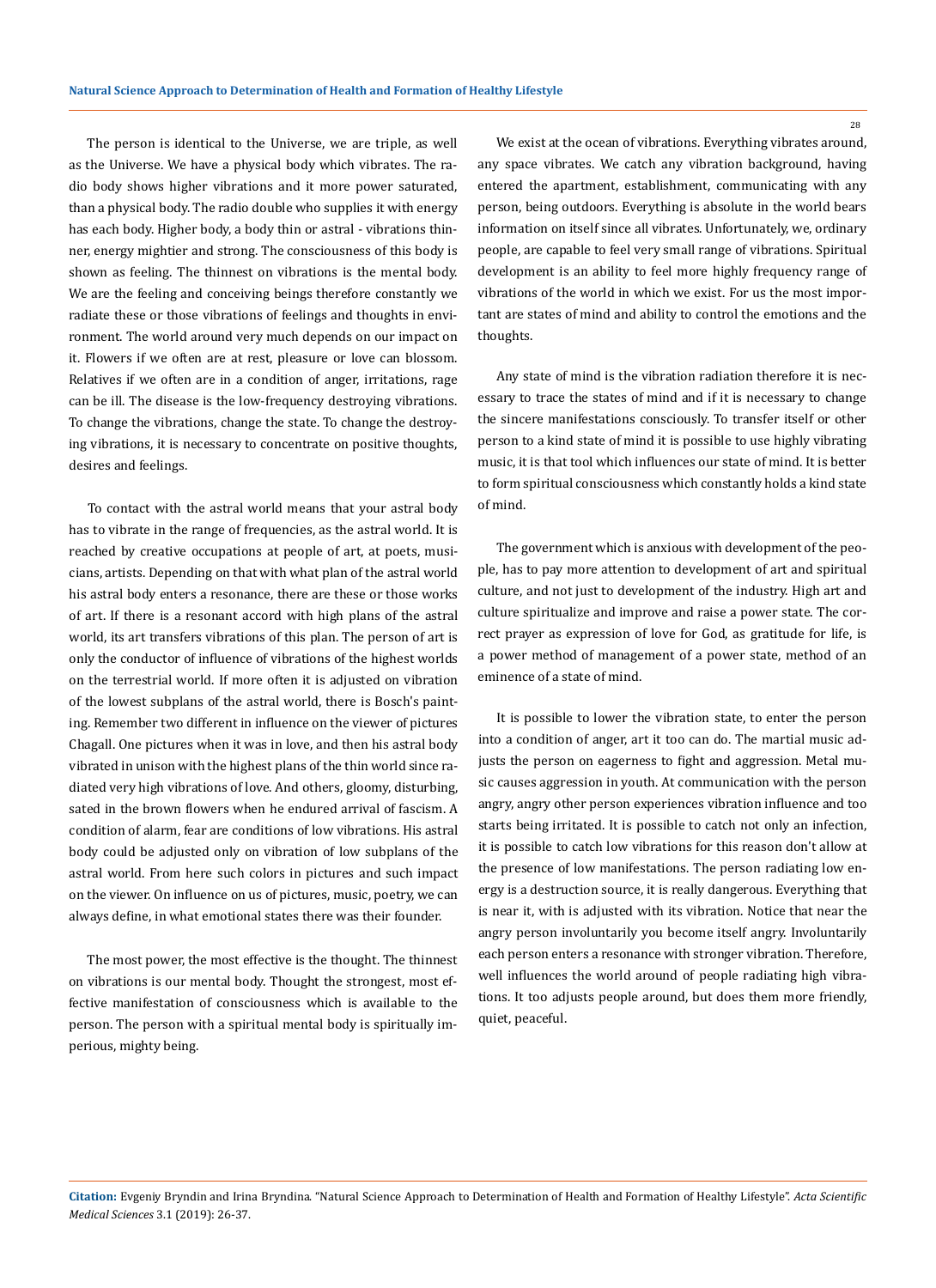The person is identical to the Universe, we are triple, as well as the Universe. We have a physical body which vibrates. The radio body shows higher vibrations and it more power saturated, than a physical body. The radio double who supplies it with energy has each body. Higher body, a body thin or astral - vibrations thinner, energy mightier and strong. The consciousness of this body is shown as feeling. The thinnest on vibrations is the mental body. We are the feeling and conceiving beings therefore constantly we radiate these or those vibrations of feelings and thoughts in environment. The world around very much depends on our impact on it. Flowers if we often are at rest, pleasure or love can blossom. Relatives if we often are in a condition of anger, irritations, rage can be ill. The disease is the low-frequency destroying vibrations. To change the vibrations, change the state. To change the destroying vibrations, it is necessary to concentrate on positive thoughts, desires and feelings.

To contact with the astral world means that your astral body has to vibrate in the range of frequencies, as the astral world. It is reached by creative occupations at people of art, at poets, musicians, artists. Depending on that with what plan of the astral world his astral body enters a resonance, there are these or those works of art. If there is a resonant accord with high plans of the astral world, its art transfers vibrations of this plan. The person of art is only the conductor of influence of vibrations of the highest worlds on the terrestrial world. If more often it is adjusted on vibration of the lowest subplans of the astral world, there is Bosch's painting. Remember two different in influence on the viewer of pictures Chagall. One pictures when it was in love, and then his astral body vibrated in unison with the highest plans of the thin world since radiated very high vibrations of love. And others, gloomy, disturbing, sated in the brown flowers when he endured arrival of fascism. A condition of alarm, fear are conditions of low vibrations. His astral body could be adjusted only on vibration of low subplans of the astral world. From here such colors in pictures and such impact on the viewer. On influence on us of pictures, music, poetry, we can always define, in what emotional states there was their founder.

The most power, the most effective is the thought. The thinnest on vibrations is our mental body. Thought the strongest, most effective manifestation of consciousness which is available to the person. The person with a spiritual mental body is spiritually imperious, mighty being.

We exist at the ocean of vibrations. Everything vibrates around, any space vibrates. We catch any vibration background, having entered the apartment, establishment, communicating with any person, being outdoors. Everything is absolute in the world bears information on itself since all vibrates. Unfortunately, we, ordinary people, are capable to feel very small range of vibrations. Spiritual development is an ability to feel more highly frequency range of vibrations of the world in which we exist. For us the most important are states of mind and ability to control the emotions and the thoughts.

Any state of mind is the vibration radiation therefore it is necessary to trace the states of mind and if it is necessary to change the sincere manifestations consciously. To transfer itself or other person to a kind state of mind it is possible to use highly vibrating music, it is that tool which influences our state of mind. It is better to form spiritual consciousness which constantly holds a kind state of mind.

The government which is anxious with development of the people, has to pay more attention to development of art and spiritual culture, and not just to development of the industry. High art and culture spiritualize and improve and raise a power state. The correct prayer as expression of love for God, as gratitude for life, is a power method of management of a power state, method of an eminence of a state of mind.

It is possible to lower the vibration state, to enter the person into a condition of anger, art it too can do. The martial music adjusts the person on eagerness to fight and aggression. Metal music causes aggression in youth. At communication with the person angry, angry other person experiences vibration influence and too starts being irritated. It is possible to catch not only an infection, it is possible to catch low vibrations for this reason don't allow at the presence of low manifestations. The person radiating low energy is a destruction source, it is really dangerous. Everything that is near it, with is adjusted with its vibration. Notice that near the angry person involuntarily you become itself angry. Involuntarily each person enters a resonance with stronger vibration. Therefore, well influences the world around of people radiating high vibrations. It too adjusts people around, but does them more friendly, quiet, peaceful.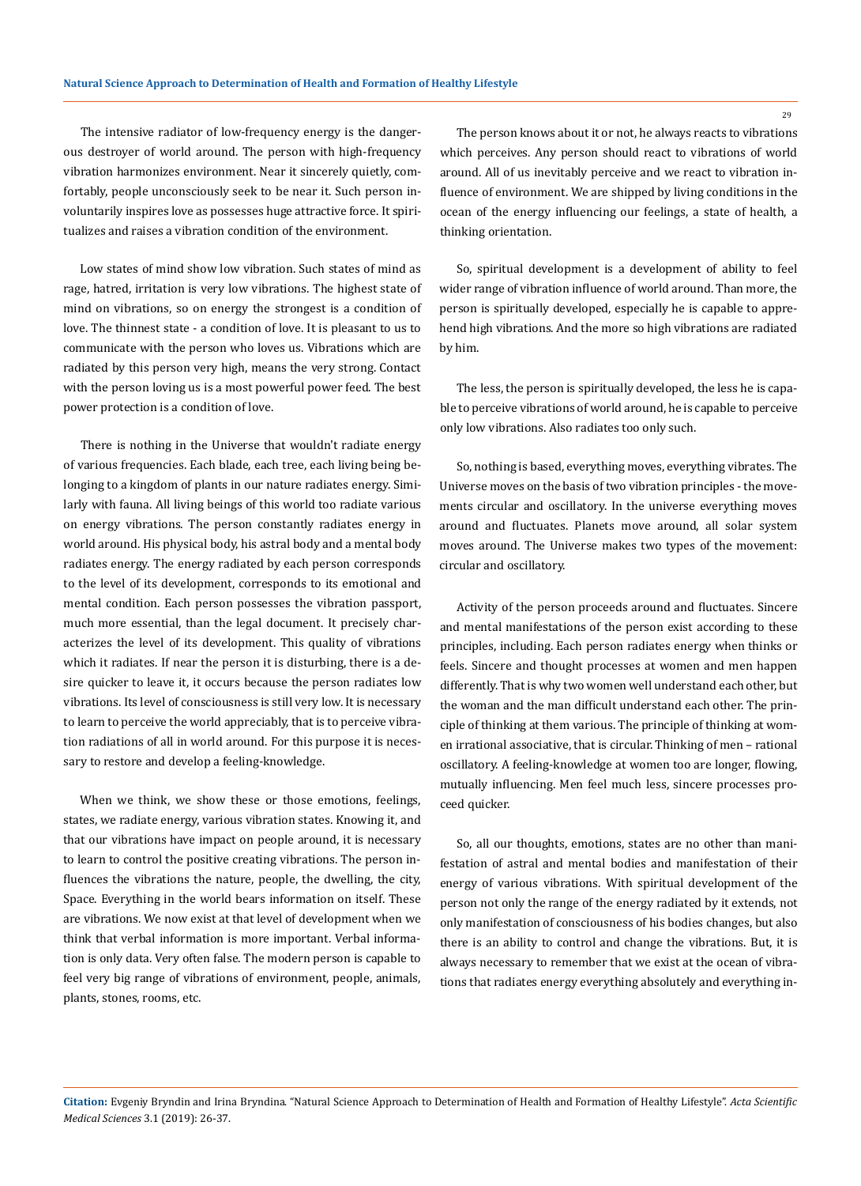The intensive radiator of low-frequency energy is the dangerous destroyer of world around. The person with high-frequency vibration harmonizes environment. Near it sincerely quietly, comfortably, people unconsciously seek to be near it. Such person involuntarily inspires love as possesses huge attractive force. It spiritualizes and raises a vibration condition of the environment.

Low states of mind show low vibration. Such states of mind as rage, hatred, irritation is very low vibrations. The highest state of mind on vibrations, so on energy the strongest is a condition of love. The thinnest state - a condition of love. It is pleasant to us to communicate with the person who loves us. Vibrations which are radiated by this person very high, means the very strong. Contact with the person loving us is a most powerful power feed. The best power protection is a condition of love.

There is nothing in the Universe that wouldn't radiate energy of various frequencies. Each blade, each tree, each living being belonging to a kingdom of plants in our nature radiates energy. Similarly with fauna. All living beings of this world too radiate various on energy vibrations. The person constantly radiates energy in world around. His physical body, his astral body and a mental body radiates energy. The energy radiated by each person corresponds to the level of its development, corresponds to its emotional and mental condition. Each person possesses the vibration passport, much more essential, than the legal document. It precisely characterizes the level of its development. This quality of vibrations which it radiates. If near the person it is disturbing, there is a desire quicker to leave it, it occurs because the person radiates low vibrations. Its level of consciousness is still very low. It is necessary to learn to perceive the world appreciably, that is to perceive vibration radiations of all in world around. For this purpose it is necessary to restore and develop a feeling-knowledge.

When we think, we show these or those emotions, feelings, states, we radiate energy, various vibration states. Knowing it, and that our vibrations have impact on people around, it is necessary to learn to control the positive creating vibrations. The person influences the vibrations the nature, people, the dwelling, the city, Space. Everything in the world bears information on itself. These are vibrations. We now exist at that level of development when we think that verbal information is more important. Verbal information is only data. Very often false. The modern person is capable to feel very big range of vibrations of environment, people, animals, plants, stones, rooms, etc.

The person knows about it or not, he always reacts to vibrations which perceives. Any person should react to vibrations of world around. All of us inevitably perceive and we react to vibration influence of environment. We are shipped by living conditions in the ocean of the energy influencing our feelings, a state of health, a thinking orientation.

So, spiritual development is a development of ability to feel wider range of vibration influence of world around. Than more, the person is spiritually developed, especially he is capable to apprehend high vibrations. And the more so high vibrations are radiated by him.

The less, the person is spiritually developed, the less he is capable to perceive vibrations of world around, he is capable to perceive only low vibrations. Also radiates too only such.

So, nothing is based, everything moves, everything vibrates. The Universe moves on the basis of two vibration principles - the movements circular and oscillatory. In the universe everything moves around and fluctuates. Planets move around, all solar system moves around. The Universe makes two types of the movement: circular and oscillatory.

Activity of the person proceeds around and fluctuates. Sincere and mental manifestations of the person exist according to these principles, including. Each person radiates energy when thinks or feels. Sincere and thought processes at women and men happen differently. That is why two women well understand each other, but the woman and the man difficult understand each other. The principle of thinking at them various. The principle of thinking at women irrational associative, that is circular. Thinking of men – rational oscillatory. A feeling-knowledge at women too are longer, flowing, mutually influencing. Men feel much less, sincere processes proceed quicker.

So, all our thoughts, emotions, states are no other than manifestation of astral and mental bodies and manifestation of their energy of various vibrations. With spiritual development of the person not only the range of the energy radiated by it extends, not only manifestation of consciousness of his bodies changes, but also there is an ability to control and change the vibrations. But, it is always necessary to remember that we exist at the ocean of vibrations that radiates energy everything absolutely and everything in-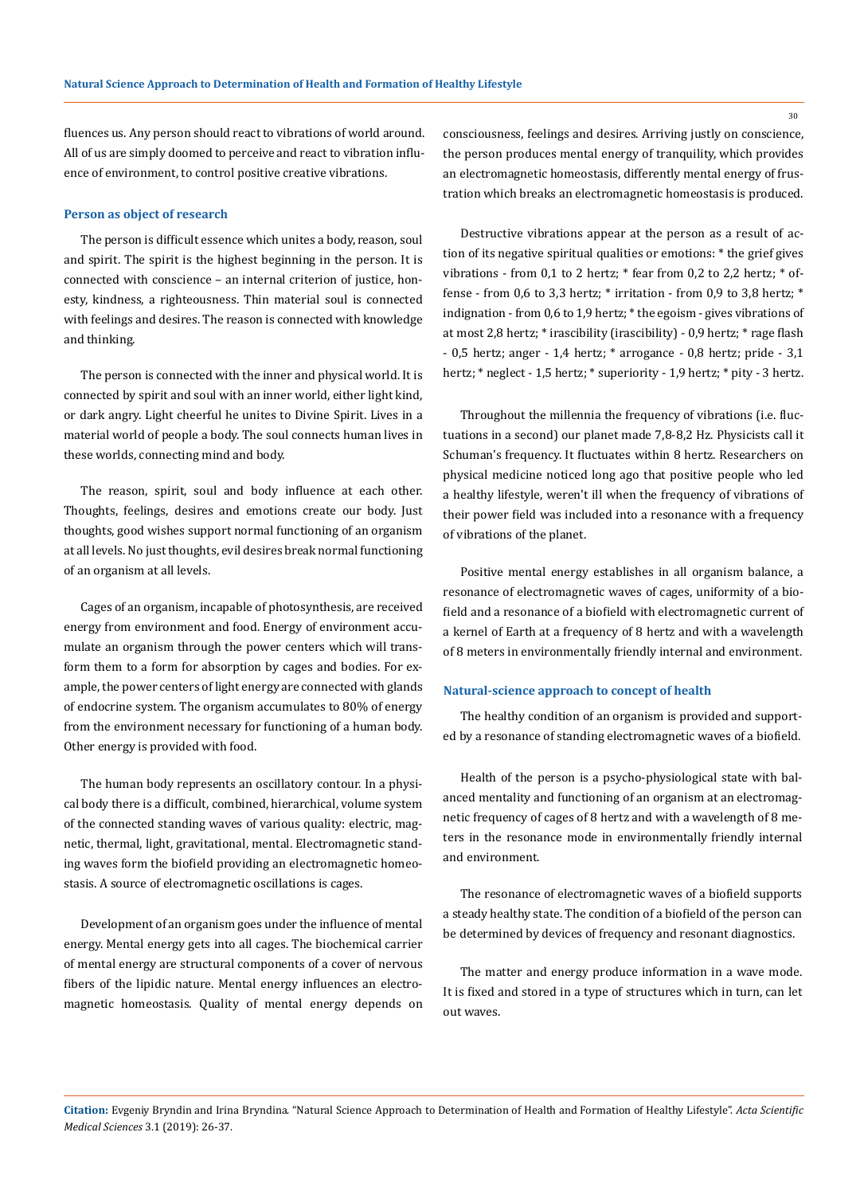fluences us. Any person should react to vibrations of world around. All of us are simply doomed to perceive and react to vibration influence of environment, to control positive creative vibrations.

### Person as object of research

The person is difficult essence which unites a body, reason, soul and spirit. The spirit is the highest beginning in the person. It is connected with conscience – an internal criterion of justice, honesty, kindness, a righteousness. Thin material soul is connected with feelings and desires. The reason is connected with knowledge and thinking.

The person is connected with the inner and physical world. It is connected by spirit and soul with an inner world, either light kind, or dark angry. Light cheerful he unites to Divine Spirit. Lives in a material world of people a body. The soul connects human lives in these worlds, connecting mind and body.

The reason, spirit, soul and body influence at each other. Thoughts, feelings, desires and emotions create our body. Just thoughts, good wishes support normal functioning of an organism at all levels. No just thoughts, evil desires break normal functioning of an organism at all levels.

Cages of an organism, incapable of photosynthesis, are received energy from environment and food. Energy of environment accumulate an organism through the power centers which will transform them to a form for absorption by cages and bodies. For example, the power centers of light energy are connected with glands of endocrine system. The organism accumulates to 80% of energy from the environment necessary for functioning of a human body. Other energy is provided with food.

The human body represents an oscillatory contour. In a physical body there is a difficult, combined, hierarchical, volume system of the connected standing waves of various quality: electric, magnetic, thermal, light, gravitational, mental. Electromagnetic standing waves form the biofield providing an electromagnetic homeostasis. A source of electromagnetic oscillations is cages.

Development of an organism goes under the influence of mental energy. Mental energy gets into all cages. The biochemical carrier of mental energy are structural components of a cover of nervous fibers of the lipidic nature. Mental energy influences an electromagnetic homeostasis. Quality of mental energy depends on consciousness, feelings and desires. Arriving justly on conscience, the person produces mental energy of tranquility, which provides an electromagnetic homeostasis, differently mental energy of frustration which breaks an electromagnetic homeostasis is produced.

Destructive vibrations appear at the person as a result of action of its negative spiritual qualities or emotions: * the grief gives vibrations - from 0,1 to 2 hertz; * fear from 0,2 to 2,2 hertz; * offense - from 0,6 to 3,3 hertz; * irritation - from 0,9 to 3,8 hertz; * indignation - from 0,6 to 1,9 hertz; * the egoism - gives vibrations of at most 2,8 hertz; * irascibility (irascibility) - 0,9 hertz; * rage flash - 0,5 hertz; anger - 1,4 hertz; * arrogance - 0,8 hertz; pride - 3,1 hertz; * neglect - 1,5 hertz; * superiority - 1,9 hertz; * pity - 3 hertz.

Throughout the millennia the frequency of vibrations (i.e. fluctuations in a second) our planet made 7,8-8,2 Hz. Physicists call it Schuman's frequency. It fluctuates within 8 hertz. Researchers on physical medicine noticed long ago that positive people who led a healthy lifestyle, weren't ill when the frequency of vibrations of their power field was included into a resonance with a frequency of vibrations of the planet.

Positive mental energy establishes in all organism balance, a resonance of electromagnetic waves of cages, uniformity of a biofield and a resonance of a biofield with electromagnetic current of a kernel of Earth at a frequency of 8 hertz and with a wavelength of 8 meters in environmentally friendly internal and environment.

### Natural-science approach to concept of health

The healthy condition of an organism is provided and supported by a resonance of standing electromagnetic waves of a biofield.

Health of the person is a psycho-physiological state with balanced mentality and functioning of an organism at an electromagnetic frequency of cages of 8 hertz and with a wavelength of 8 meters in the resonance mode in environmentally friendly internal and environment.

The resonance of electromagnetic waves of a biofield supports a steady healthy state. The condition of a biofield of the person can be determined by devices of frequency and resonant diagnostics.

The matter and energy produce information in a wave mode. It is fixed and stored in a type of structures which in turn, can let out waves.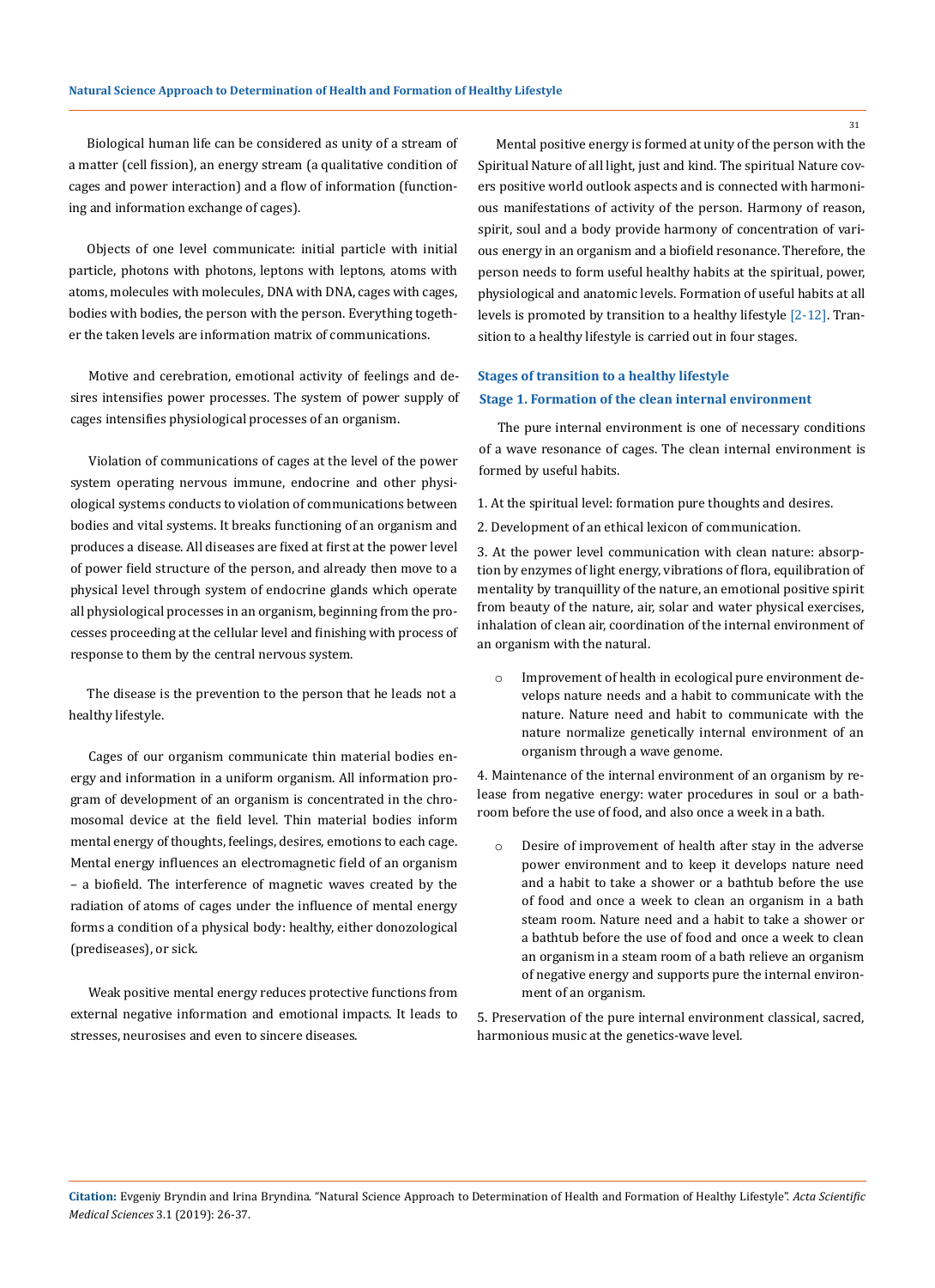Biological human life can be considered as unity of a stream of a matter (cell fission), an energy stream (a qualitative condition of cages and power interaction) and a flow of information (functioning and information exchange of cages).

Objects of one level communicate: initial particle with initial particle, photons with photons, leptons with leptons, atoms with atoms, molecules with molecules, DNA with DNA, cages with cages, bodies with bodies, the person with the person. Everything together the taken levels are information matrix of communications.

Motive and cerebration, emotional activity of feelings and desires intensifies power processes. The system of power supply of cages intensifies physiological processes of an organism.

Violation of communications of cages at the level of the power system operating nervous immune, endocrine and other physiological systems conducts to violation of communications between bodies and vital systems. It breaks functioning of an organism and produces a disease. All diseases are fixed at first at the power level of power field structure of the person, and already then move to a physical level through system of endocrine glands which operate all physiological processes in an organism, beginning from the processes proceeding at the cellular level and finishing with process of response to them by the central nervous system.

The disease is the prevention to the person that he leads not a healthy lifestyle.

Cages of our organism communicate thin material bodies energy and information in a uniform organism. All information program of development of an organism is concentrated in the chromosomal device at the field level. Thin material bodies inform mental energy of thoughts, feelings, desires, emotions to each cage. Mental energy influences an electromagnetic field of an organism – a biofield. The interference of magnetic waves created by the radiation of atoms of cages under the influence of mental energy forms a condition of a physical body: healthy, either donozological (prediseases), or sick.

Weak positive mental energy reduces protective functions from external negative information and emotional impacts. It leads to stresses, neurosises and even to sincere diseases.

Mental positive energy is formed at unity of the person with the Spiritual Nature of all light, just and kind. The spiritual Nature covers positive world outlook aspects and is connected with harmonious manifestations of activity of the person. Harmony of reason, spirit, soul and a body provide harmony of concentration of various energy in an organism and a biofield resonance. Therefore, the person needs to form useful healthy habits at the spiritual, power, physiological and anatomic levels. Formation of useful habits at all levels is promoted by transition to a healthy lifestyle [2-12]. Transition to a healthy lifestyle is carried out in four stages.

## Stages of transition to a healthy lifestyle

### Stage 1. Formation of the clean internal environment

The pure internal environment is one of necessary conditions of a wave resonance of cages. The clean internal environment is formed by useful habits.

1. At the spiritual level: formation pure thoughts and desires.

2. Development of an ethical lexicon of communication.

3. At the power level communication with clean nature: absorption by enzymes of light energy, vibrations of flora, equilibration of mentality by tranquillity of the nature, an emotional positive spirit from beauty of the nature, air, solar and water physical exercises, inhalation of clean air, coordination of the internal environment of an organism with the natural.

   - Improvement of health in ecological pure environment develops nature needs and a habit to communicate with the nature. Nature need and habit to communicate with the nature normalize genetically internal environment of an organism through a wave genome.

4. Maintenance of the internal environment of an organism by release from negative energy: water procedures in soul or a bathroom before the use of food, and also once a week in a bath.

   - Desire of improvement of health after stay in the adverse power environment and to keep it develops nature need and a habit to take a shower or a bathtub before the use of food and once a week to clean an organism in a bath steam room. Nature need and a habit to take a shower or a bathtub before the use of food and once a week to clean an organism in a steam room of a bath relieve an organism of negative energy and supports pure the internal environment of an organism.

5. Preservation of the pure internal environment classical, sacred, harmonious music at the genetics-wave level.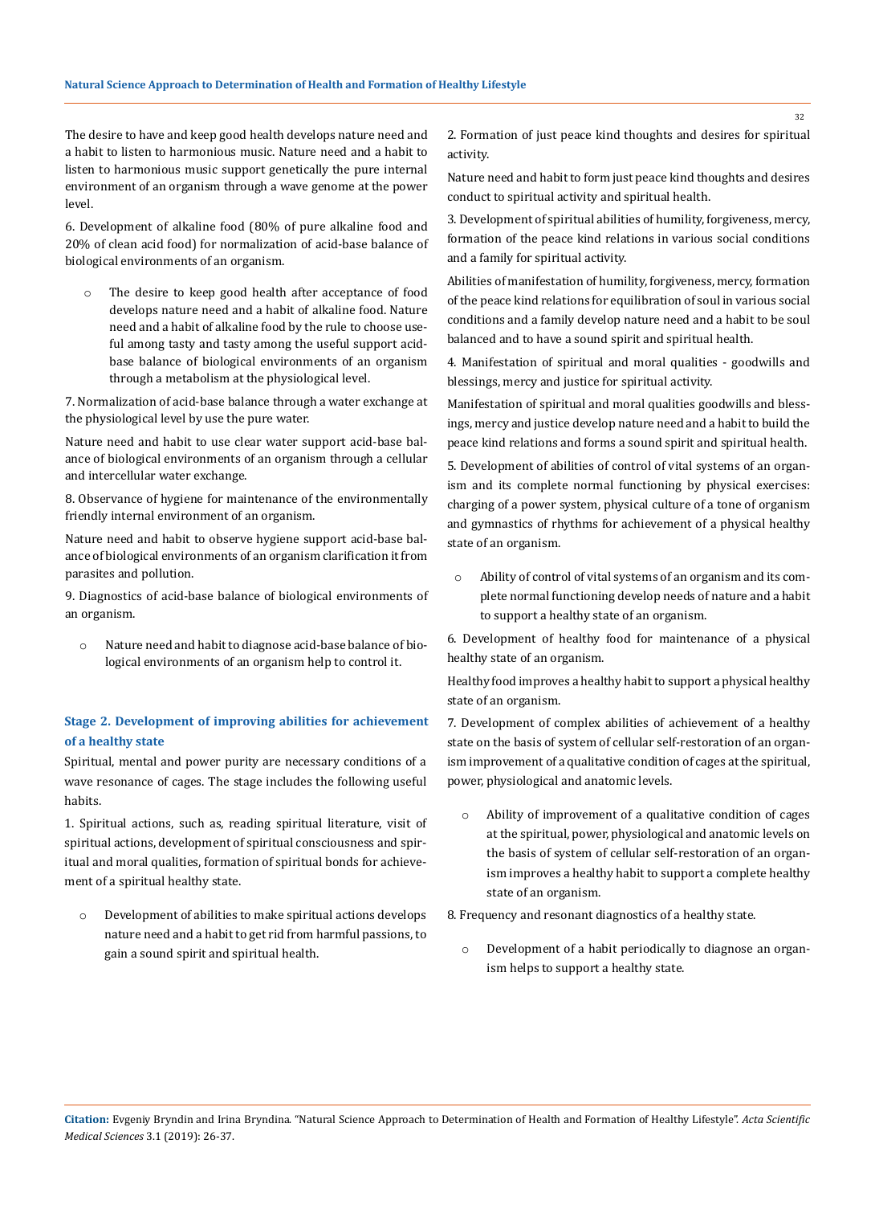The desire to have and keep good health develops nature need and a habit to listen to harmonious music. Nature need and a habit to listen to harmonious music support genetically the pure internal environment of an organism through a wave genome at the power level.

6. Development of alkaline food (80% of pure alkaline food and 20% of clean acid food) for normalization of acid-base balance of biological environments of an organism.

- The desire to keep good health after acceptance of food develops nature need and a habit of alkaline food. Nature need and a habit of alkaline food by the rule to choose useful among tasty and tasty among the useful support acid-base balance of biological environments of an organism through a metabolism at the physiological level.

7. Normalization of acid-base balance through a water exchange at the physiological level by use the pure water.

Nature need and habit to use clear water support acid-base balance of biological environments of an organism through a cellular and intercellular water exchange.

8. Observance of hygiene for maintenance of the environmentally friendly internal environment of an organism.

Nature need and habit to observe hygiene support acid-base balance of biological environments of an organism clarification it from parasites and pollution.

9. Diagnostics of acid-base balance of biological environments of an organism.

- Nature need and habit to diagnose acid-base balance of biological environments of an organism help to control it.

### Stage 2. Development of improving abilities for achievement of a healthy state

Spiritual, mental and power purity are necessary conditions of a wave resonance of cages. The stage includes the following useful habits.

1. Spiritual actions, such as, reading spiritual literature, visit of spiritual actions, development of spiritual consciousness and spiritual and moral qualities, formation of spiritual bonds for achievement of a spiritual healthy state.

- Development of abilities to make spiritual actions develops nature need and a habit to get rid from harmful passions, to gain a sound spirit and spiritual health.

2. Formation of just peace kind thoughts and desires for spiritual activity.

Nature need and habit to form just peace kind thoughts and desires conduct to spiritual activity and spiritual health.

3. Development of spiritual abilities of humility, forgiveness, mercy, formation of the peace kind relations in various social conditions and a family for spiritual activity.

Abilities of manifestation of humility, forgiveness, mercy, formation of the peace kind relations for equilibration of soul in various social conditions and a family develop nature need and a habit to be soul balanced and to have a sound spirit and spiritual health.

4. Manifestation of spiritual and moral qualities - goodwills and blessings, mercy and justice for spiritual activity.

Manifestation of spiritual and moral qualities goodwills and blessings, mercy and justice develop nature need and a habit to build the peace kind relations and forms a sound spirit and spiritual health.

5. Development of abilities of control of vital systems of an organism and its complete normal functioning by physical exercises: charging of a power system, physical culture of a tone of organism and gymnastics of rhythms for achievement of a physical healthy state of an organism.

- Ability of control of vital systems of an organism and its complete normal functioning develop needs of nature and a habit to support a healthy state of an organism.

6. Development of healthy food for maintenance of a physical healthy state of an organism.

Healthy food improves a healthy habit to support a physical healthy state of an organism.

7. Development of complex abilities of achievement of a healthy state on the basis of system of cellular self-restoration of an organism improvement of a qualitative condition of cages at the spiritual, power, physiological and anatomic levels.

- Ability of improvement of a qualitative condition of cages at the spiritual, power, physiological and anatomic levels on the basis of system of cellular self-restoration of an organism improves a healthy habit to support a complete healthy state of an organism.

8. Frequency and resonant diagnostics of a healthy state.

- Development of a habit periodically to diagnose an organism helps to support a healthy state.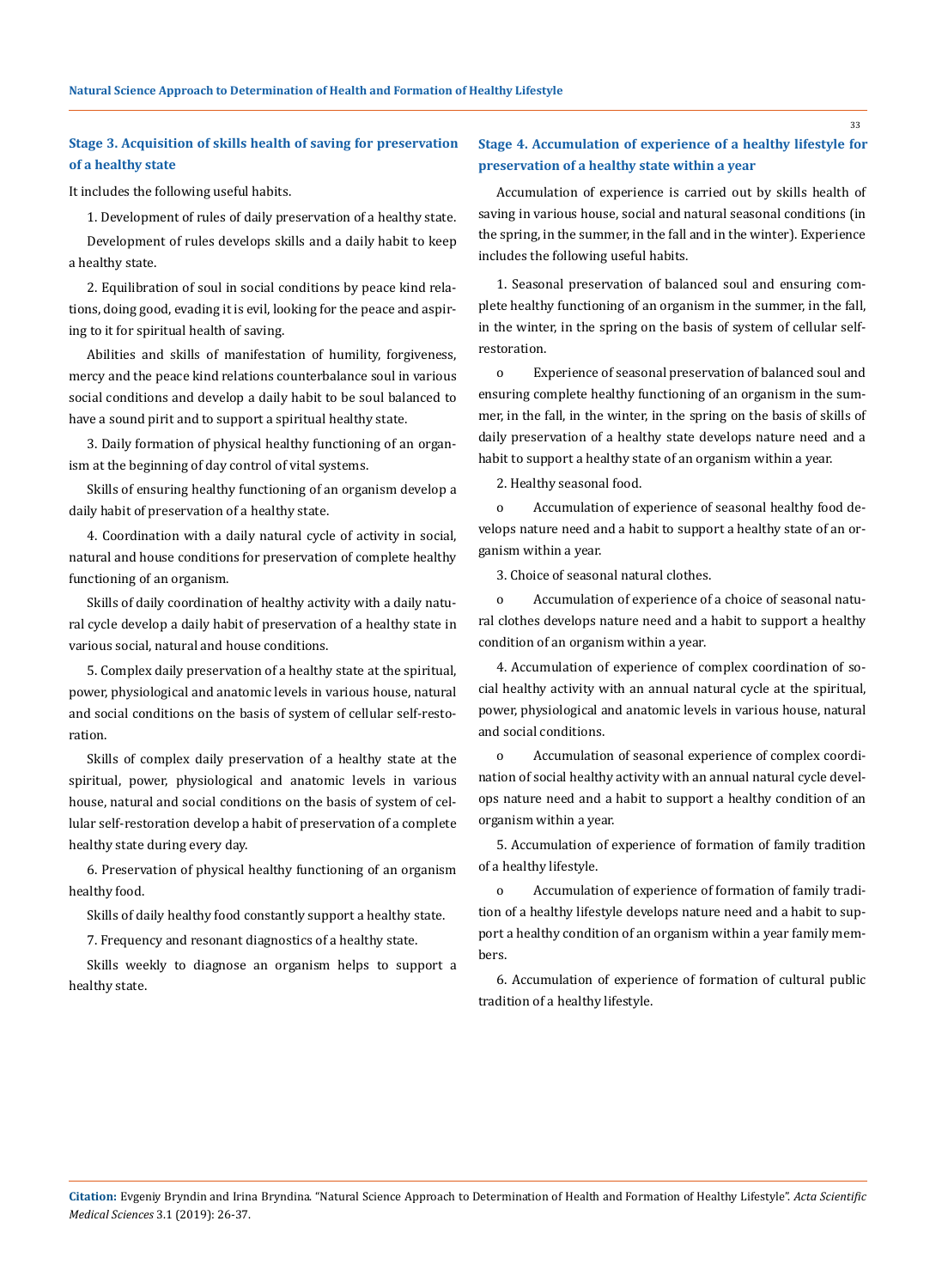### Stage 3. Acquisition of skills health of saving for preservation of a healthy state

It includes the following useful habits.

1. Development of rules of daily preservation of a healthy state.

Development of rules develops skills and a daily habit to keep a healthy state.

2. Equilibration of soul in social conditions by peace kind relations, doing good, evading it is evil, looking for the peace and aspiring to it for spiritual health of saving.

Abilities and skills of manifestation of humility, forgiveness, mercy and the peace kind relations counterbalance soul in various social conditions and develop a daily habit to be soul balanced to have a sound pirit and to support a spiritual healthy state.

3. Daily formation of physical healthy functioning of an organism at the beginning of day control of vital systems.

Skills of ensuring healthy functioning of an organism develop a daily habit of preservation of a healthy state.

4. Coordination with a daily natural cycle of activity in social, natural and house conditions for preservation of complete healthy functioning of an organism.

Skills of daily coordination of healthy activity with a daily natural cycle develop a daily habit of preservation of a healthy state in various social, natural and house conditions.

5. Complex daily preservation of a healthy state at the spiritual, power, physiological and anatomic levels in various house, natural and social conditions on the basis of system of cellular self-restoration.

Skills of complex daily preservation of a healthy state at the spiritual, power, physiological and anatomic levels in various house, natural and social conditions on the basis of system of cellular self-restoration develop a habit of preservation of a complete healthy state during every day.

6. Preservation of physical healthy functioning of an organism healthy food.

Skills of daily healthy food constantly support a healthy state.

7. Frequency and resonant diagnostics of a healthy state.

Skills weekly to diagnose an organism helps to support a healthy state.

### Stage 4. Accumulation of experience of a healthy lifestyle for preservation of a healthy state within a year

Accumulation of experience is carried out by skills health of saving in various house, social and natural seasonal conditions (in the spring, in the summer, in the fall and in the winter). Experience includes the following useful habits.

1. Seasonal preservation of balanced soul and ensuring complete healthy functioning of an organism in the summer, in the fall, in the winter, in the spring on the basis of system of cellular self-restoration.

- Experience of seasonal preservation of balanced soul and ensuring complete healthy functioning of an organism in the summer, in the fall, in the winter, in the spring on the basis of skills of daily preservation of a healthy state develops nature need and a habit to support a healthy state of an organism within a year.

2. Healthy seasonal food.

- Accumulation of experience of seasonal healthy food develops nature need and a habit to support a healthy state of an organism within a year.

3. Choice of seasonal natural clothes.

- Accumulation of experience of a choice of seasonal natural clothes develops nature need and a habit to support a healthy condition of an organism within a year.

4. Accumulation of experience of complex coordination of social healthy activity with an annual natural cycle at the spiritual, power, physiological and anatomic levels in various house, natural and social conditions.

- Accumulation of seasonal experience of complex coordination of social healthy activity with an annual natural cycle develops nature need and a habit to support a healthy condition of an organism within a year.

5. Accumulation of experience of formation of family tradition of a healthy lifestyle.

- Accumulation of experience of formation of family tradition of a healthy lifestyle develops nature need and a habit to support a healthy condition of an organism within a year family members.

6. Accumulation of experience of formation of cultural public tradition of a healthy lifestyle.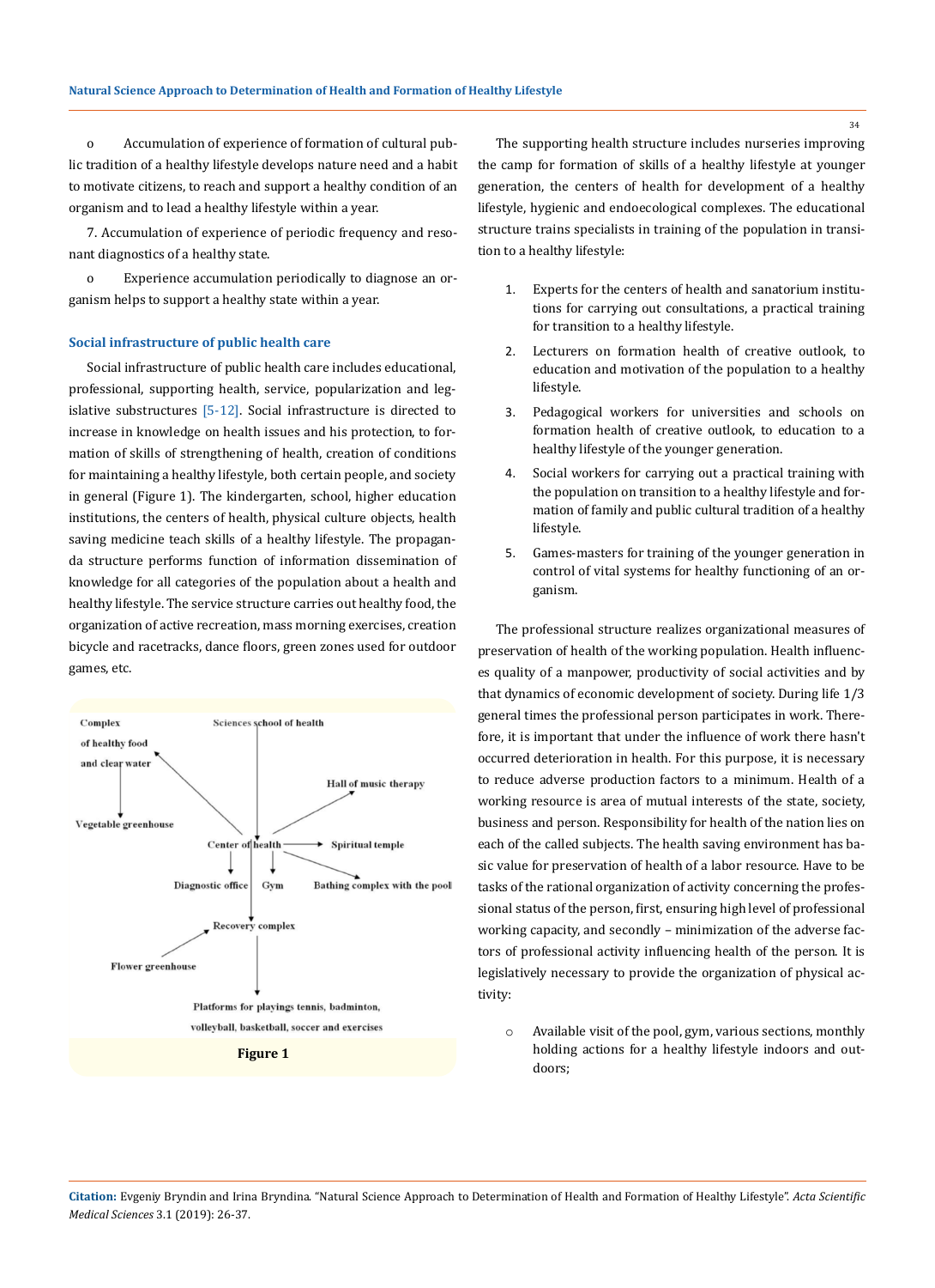- Accumulation of experience of formation of cultural public tradition of a healthy lifestyle develops nature need and a habit to motivate citizens, to reach and support a healthy condition of an organism and to lead a healthy lifestyle within a year.

7. Accumulation of experience of periodic frequency and resonant diagnostics of a healthy state.

- Experience accumulation periodically to diagnose an organism helps to support a healthy state within a year.

### Social infrastructure of public health care

Social infrastructure of public health care includes educational, professional, supporting health, service, popularization and legislative substructures [5-12]. Social infrastructure is directed to increase in knowledge on health issues and his protection, to formation of skills of strengthening of health, creation of conditions for maintaining a healthy lifestyle, both certain people, and society in general (Figure 1). The kindergarten, school, higher education institutions, the centers of health, physical culture objects, health saving medicine teach skills of a healthy lifestyle. The propaganda structure performs function of information dissemination of knowledge for all categories of the population about a health and healthy lifestyle. The service structure carries out healthy food, the organization of active recreation, mass morning exercises, creation bicycle and racetracks, dance floors, green zones used for outdoor games, etc.

Complex of healthy food and clear water; Sciences school of health; Hall of music therapy; Vegetable greenhouse; Center of health; Spiritual temple; Diagnostic office; Gym; Bathing complex with the pool; Recovery complex; Flower greenhouse; Platforms for playings tennis, badminton, volleyball, basketball, soccer and exercises

**Figure 1**

The supporting health structure includes nurseries improving the camp for formation of skills of a healthy lifestyle at younger generation, the centers of health for development of a healthy lifestyle, hygienic and endoecological complexes. The educational structure trains specialists in training of the population in transition to a healthy lifestyle:

1. Experts for the centers of health and sanatorium institutions for carrying out consultations, a practical training for transition to a healthy lifestyle.
2. Lecturers on formation health of creative outlook, to education and motivation of the population to a healthy lifestyle.
3. Pedagogical workers for universities and schools on formation health of creative outlook, to education to a healthy lifestyle of the younger generation.
4. Social workers for carrying out a practical training with the population on transition to a healthy lifestyle and formation of family and public cultural tradition of a healthy lifestyle.
5. Games-masters for training of the younger generation in control of vital systems for healthy functioning of an organism.

The professional structure realizes organizational measures of preservation of health of the working population. Health influences quality of a manpower, productivity of social activities and by that dynamics of economic development of society. During life 1/3 general times the professional person participates in work. Therefore, it is important that under the influence of work there hasn't occurred deterioration in health. For this purpose, it is necessary to reduce adverse production factors to a minimum. Health of a working resource is area of mutual interests of the state, society, business and person. Responsibility for health of the nation lies on each of the called subjects. The health saving environment has basic value for preservation of health of a labor resource. Have to be tasks of the rational organization of activity concerning the professional status of the person, first, ensuring high level of professional working capacity, and secondly – minimization of the adverse factors of professional activity influencing health of the person. It is legislatively necessary to provide the organization of physical activity:

- Available visit of the pool, gym, various sections, monthly holding actions for a healthy lifestyle indoors and outdoors;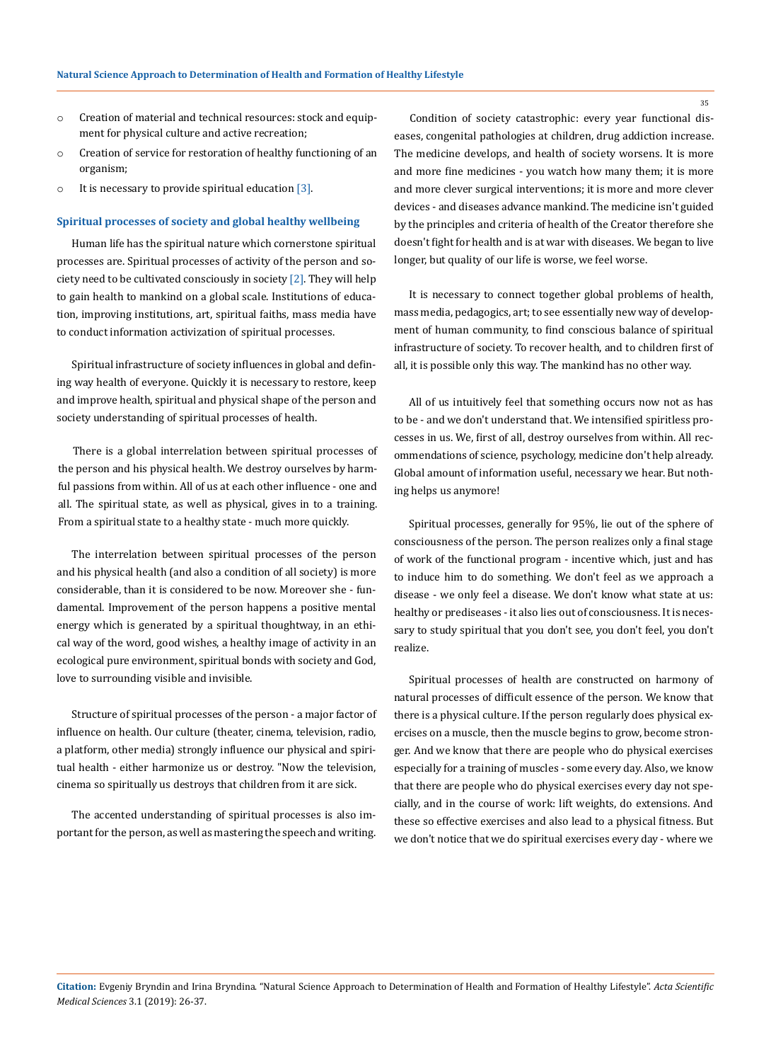- Creation of material and technical resources: stock and equipment for physical culture and active recreation;
- Creation of service for restoration of healthy functioning of an organism;
- It is necessary to provide spiritual education [3].

### Spiritual processes of society and global healthy wellbeing

Human life has the spiritual nature which cornerstone spiritual processes are. Spiritual processes of activity of the person and society need to be cultivated consciously in society [2]. They will help to gain health to mankind on a global scale. Institutions of education, improving institutions, art, spiritual faiths, mass media have to conduct information activization of spiritual processes.

Spiritual infrastructure of society influences in global and defining way health of everyone. Quickly it is necessary to restore, keep and improve health, spiritual and physical shape of the person and society understanding of spiritual processes of health.

There is a global interrelation between spiritual processes of the person and his physical health. We destroy ourselves by harmful passions from within. All of us at each other influence - one and all. The spiritual state, as well as physical, gives in to a training. From a spiritual state to a healthy state - much more quickly.

The interrelation between spiritual processes of the person and his physical health (and also a condition of all society) is more considerable, than it is considered to be now. Moreover she - fundamental. Improvement of the person happens a positive mental energy which is generated by a spiritual thoughtway, in an ethical way of the word, good wishes, a healthy image of activity in an ecological pure environment, spiritual bonds with society and God, love to surrounding visible and invisible.

Structure of spiritual processes of the person - a major factor of influence on health. Our culture (theater, cinema, television, radio, a platform, other media) strongly influence our physical and spiritual health - either harmonize us or destroy. "Now the television, cinema so spiritually us destroys that children from it are sick.

The accented understanding of spiritual processes is also important for the person, as well as mastering the speech and writing.

Condition of society catastrophic: every year functional diseases, congenital pathologies at children, drug addiction increase. The medicine develops, and health of society worsens. It is more and more fine medicines - you watch how many them; it is more and more clever surgical interventions; it is more and more clever devices - and diseases advance mankind. The medicine isn't guided by the principles and criteria of health of the Creator therefore she doesn't fight for health and is at war with diseases. We began to live longer, but quality of our life is worse, we feel worse.

It is necessary to connect together global problems of health, mass media, pedagogics, art; to see essentially new way of development of human community, to find conscious balance of spiritual infrastructure of society. To recover health, and to children first of all, it is possible only this way. The mankind has no other way.

All of us intuitively feel that something occurs now not as has to be - and we don't understand that. We intensified spiritless processes in us. We, first of all, destroy ourselves from within. All recommendations of science, psychology, medicine don't help already. Global amount of information useful, necessary we hear. But nothing helps us anymore!

Spiritual processes, generally for 95%, lie out of the sphere of consciousness of the person. The person realizes only a final stage of work of the functional program - incentive which, just and has to induce him to do something. We don't feel as we approach a disease - we only feel a disease. We don't know what state at us: healthy or prediseases - it also lies out of consciousness. It is necessary to study spiritual that you don't see, you don't feel, you don't realize.

Spiritual processes of health are constructed on harmony of natural processes of difficult essence of the person. We know that there is a physical culture. If the person regularly does physical exercises on a muscle, then the muscle begins to grow, become stronger. And we know that there are people who do physical exercises especially for a training of muscles - some every day. Also, we know that there are people who do physical exercises every day not specially, and in the course of work: lift weights, do extensions. And these so effective exercises and also lead to a physical fitness. But we don't notice that we do spiritual exercises every day - where we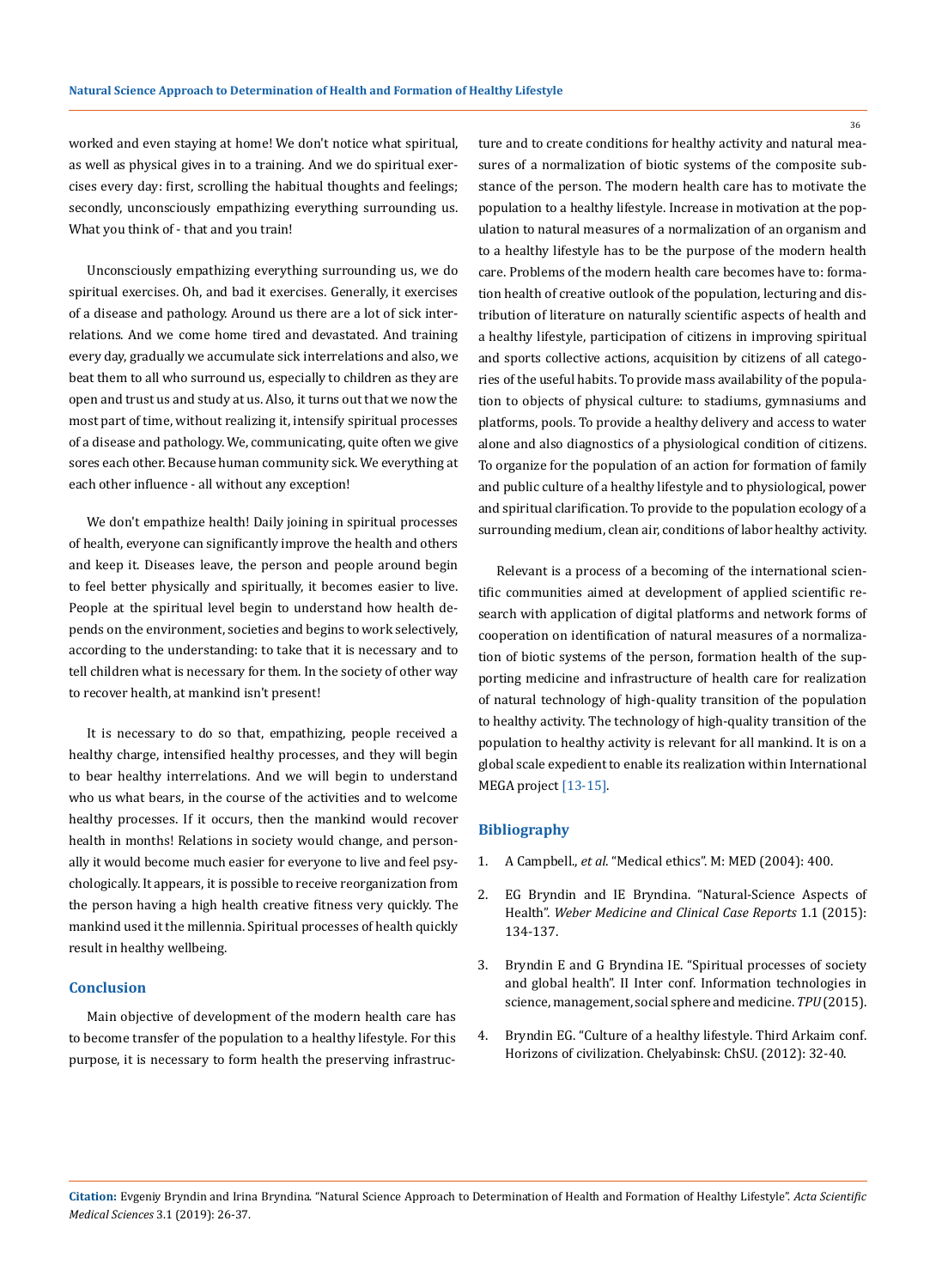worked and even staying at home! We don't notice what spiritual, as well as physical gives in to a training. And we do spiritual exercises every day: first, scrolling the habitual thoughts and feelings; secondly, unconsciously empathizing everything surrounding us. What you think of - that and you train!

Unconsciously empathizing everything surrounding us, we do spiritual exercises. Oh, and bad it exercises. Generally, it exercises of a disease and pathology. Around us there are a lot of sick interrelations. And we come home tired and devastated. And training every day, gradually we accumulate sick interrelations and also, we beat them to all who surround us, especially to children as they are open and trust us and study at us. Also, it turns out that we now the most part of time, without realizing it, intensify spiritual processes of a disease and pathology. We, communicating, quite often we give sores each other. Because human community sick. We everything at each other influence - all without any exception!

We don't empathize health! Daily joining in spiritual processes of health, everyone can significantly improve the health and others and keep it. Diseases leave, the person and people around begin to feel better physically and spiritually, it becomes easier to live. People at the spiritual level begin to understand how health depends on the environment, societies and begins to work selectively, according to the understanding: to take that it is necessary and to tell children what is necessary for them. In the society of other way to recover health, at mankind isn't present!

It is necessary to do so that, empathizing, people received a healthy charge, intensified healthy processes, and they will begin to bear healthy interrelations. And we will begin to understand who us what bears, in the course of the activities and to welcome healthy processes. If it occurs, then the mankind would recover health in months! Relations in society would change, and personally it would become much easier for everyone to live and feel psychologically. It appears, it is possible to receive reorganization from the person having a high health creative fitness very quickly. The mankind used it the millennia. Spiritual processes of health quickly result in healthy wellbeing.

## Conclusion

Main objective of development of the modern health care has to become transfer of the population to a healthy lifestyle. For this purpose, it is necessary to form health the preserving infrastructure and to create conditions for healthy activity and natural measures of a normalization of biotic systems of the composite substance of the person. The modern health care has to motivate the population to a healthy lifestyle. Increase in motivation at the population to natural measures of a normalization of an organism and to a healthy lifestyle has to be the purpose of the modern health care. Problems of the modern health care becomes have to: formation health of creative outlook of the population, lecturing and distribution of literature on naturally scientific aspects of health and a healthy lifestyle, participation of citizens in improving spiritual and sports collective actions, acquisition by citizens of all categories of the useful habits. To provide mass availability of the population to objects of physical culture: to stadiums, gymnasiums and platforms, pools. To provide a healthy delivery and access to water alone and also diagnostics of a physiological condition of citizens. To organize for the population of an action for formation of family and public culture of a healthy lifestyle and to physiological, power and spiritual clarification. To provide to the population ecology of a surrounding medium, clean air, conditions of labor healthy activity.

Relevant is a process of a becoming of the international scientific communities aimed at development of applied scientific research with application of digital platforms and network forms of cooperation on identification of natural measures of a normalization of biotic systems of the person, formation health of the supporting medicine and infrastructure of health care for realization of natural technology of high-quality transition of the population to healthy activity. The technology of high-quality transition of the population to healthy activity is relevant for all mankind. It is on a global scale expedient to enable its realization within International MEGA project [13-15].

## Bibliography

1. A Campbell., *et al*. "Medical ethics". M: MED (2004): 400.
2. EG Bryndin and IE Bryndina. "Natural-Science Aspects of Health". *Weber Medicine and Clinical Case Reports* 1.1 (2015): 134-137.
3. Bryndin E and G Bryndina IE. "Spiritual processes of society and global health". II Inter conf. Information technologies in science, management, social sphere and medicine. *TPU* (2015).
4. Bryndin EG. "Culture of a healthy lifestyle. Third Arkaim conf. Horizons of civilization. Chelyabinsk: ChSU. (2012): 32-40.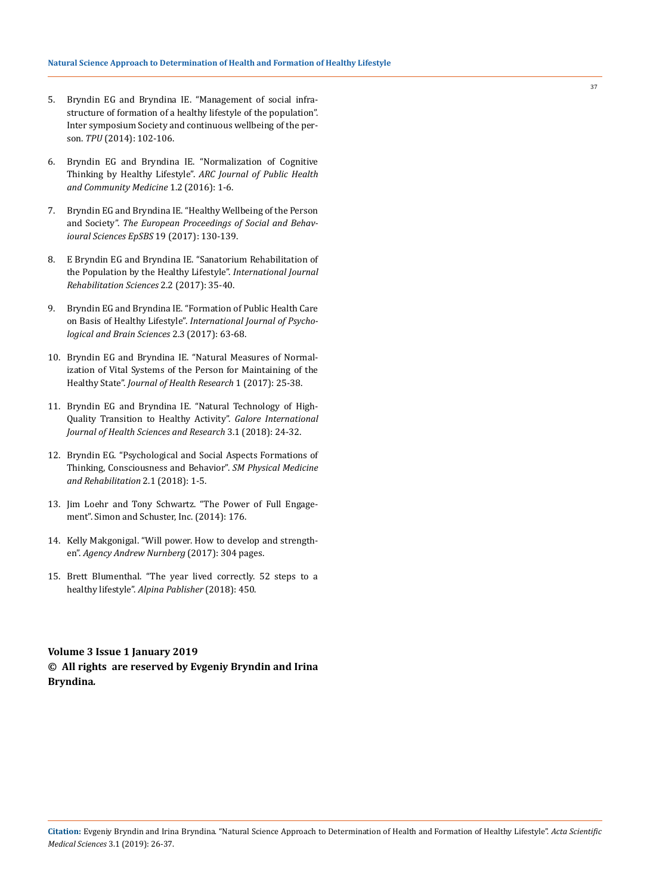5. Bryndin EG and Bryndina IE. "Management of social infrastructure of formation of a healthy lifestyle of the population". Inter symposium Society and continuous wellbeing of the person. *TPU* (2014): 102-106.

6. Bryndin EG and Bryndina IE. "Normalization of Cognitive Thinking by Healthy Lifestyle". *ARC Journal of Public Health and Community Medicine* 1.2 (2016): 1-6.

7. Bryndin EG and Bryndina IE. "Healthy Wellbeing of the Person and Society". *The European Proceedings of Social and Behavioural Sciences EpSBS* 19 (2017): 130-139.

8. E Bryndin EG and Bryndina IE. "Sanatorium Rehabilitation of the Population by the Healthy Lifestyle". *International Journal Rehabilitation Sciences* 2.2 (2017): 35-40.

9. Bryndin EG and Bryndina IE. "Formation of Public Health Care on Basis of Healthy Lifestyle". *International Journal of Psychological and Brain Sciences* 2.3 (2017): 63-68.

10. Bryndin EG and Bryndina IE. "Natural Measures of Normalization of Vital Systems of the Person for Maintaining of the Healthy State". *Journal of Health Research* 1 (2017): 25-38.

11. Bryndin EG and Bryndina IE. "Natural Technology of High-Quality Transition to Healthy Activity". *Galore International Journal of Health Sciences and Research* 3.1 (2018): 24-32.

12. Bryndin EG. "Psychological and Social Aspects Formations of Thinking, Consciousness and Behavior". *SM Physical Medicine and Rehabilitation* 2.1 (2018): 1-5.

13. Jim Loehr and Tony Schwartz. "The Power of Full Engagement". Simon and Schuster, Inc. (2014): 176.

14. Kelly Makgonigal. "Will power. How to develop and strengthen". *Agency Andrew Nurnberg* (2017): 304 pages.

15. Brett Blumenthal. "The year lived correctly. 52 steps to a healthy lifestyle". *Alpina Pablisher* (2018): 450.

**Volume 3 Issue 1 January 2019**
**© All rights are reserved by Evgeniy Bryndin and Irina Bryndina.**